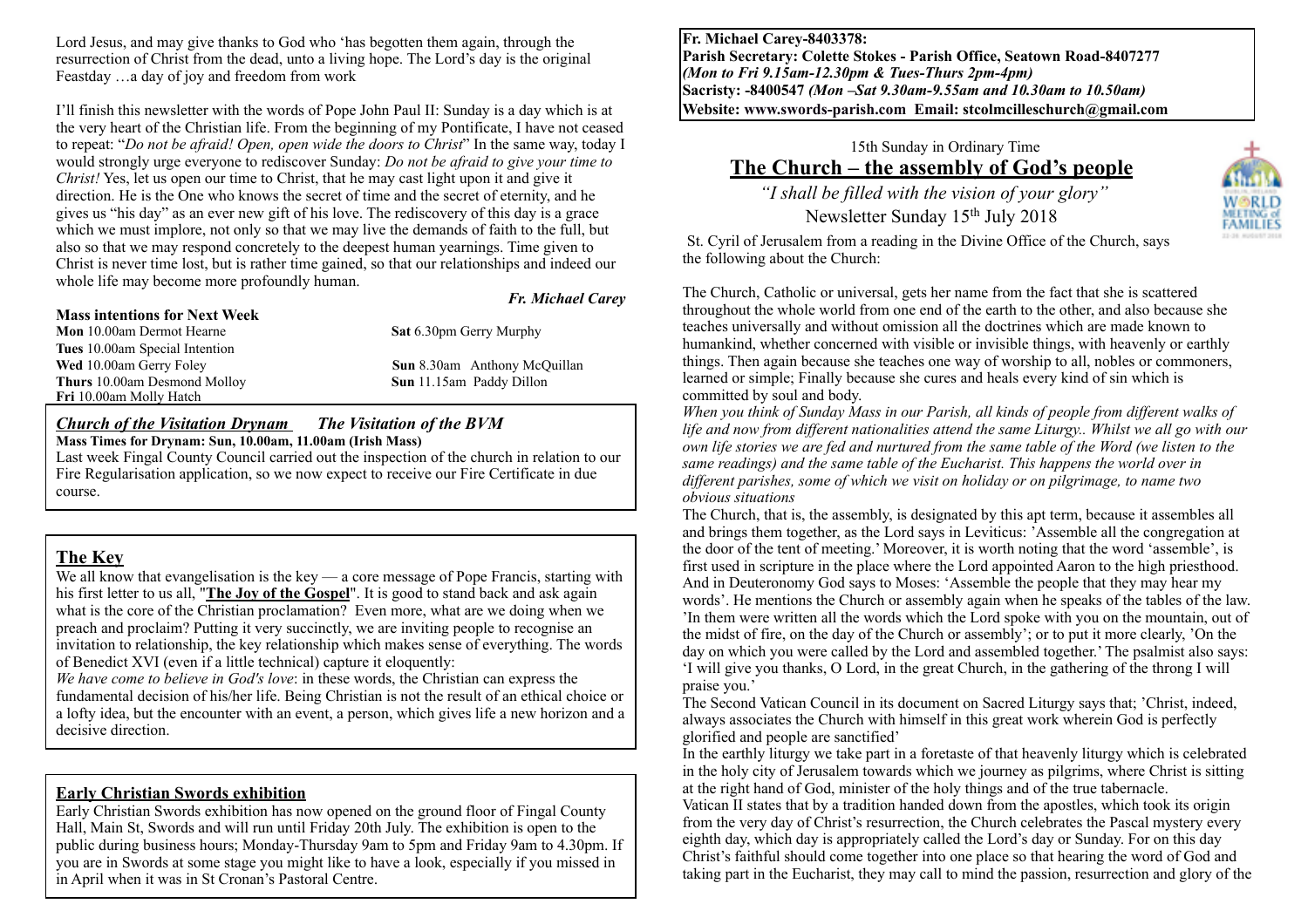Lord Jesus, and may give thanks to God who 'has begotten them again, through the resurrection of Christ from the dead, unto a living hope. The Lord's day is the original Feastday …a day of joy and freedom from work

I'll finish this newsletter with the words of Pope John Paul II: Sunday is a day which is at the very heart of the Christian life. From the beginning of my Pontificate, I have not ceased to repeat: "*Do not be afraid! Open, open wide the doors to Christ*" In the same way, today I would strongly urge everyone to rediscover Sunday: *Do not be afraid to give your time to Christ!* Yes, let us open our time to Christ, that he may cast light upon it and give it direction. He is the One who knows the secret of time and the secret of eternity, and he gives us "his day" as an ever new gift of his love. The rediscovery of this day is a grace which we must implore, not only so that we may live the demands of faith to the full, but also so that we may respond concretely to the deepest human yearnings. Time given to Christ is never time lost, but is rather time gained, so that our relationships and indeed our whole life may become more profoundly human.

***Fr. Michael Carey***

**Mass intentions for Next Week**

**Mon** 10.00am Dermot Hearne
**Tues** 10.00am Special Intention
**Wed** 10.00am Gerry Foley
**Thurs** 10.00am Desmond Molloy
**Fri** 10.00am Molly Hatch
**Sat** 6.30pm Gerry Murphy
**Sun** 8.30am Anthony McQuillan
**Sun** 11.15am Paddy Dillon

***Church of the Visitation Drynam*** ***The Visitation of the BVM***

**Mass Times for Drynam: Sun, 10.00am, 11.00am (Irish Mass)**

Last week Fingal County Council carried out the inspection of the church in relation to our Fire Regularisation application, so we now expect to receive our Fire Certificate in due course.

## The Key

We all know that evangelisation is the key — a core message of Pope Francis, starting with his first letter to us all, "**The Joy of the Gospel**". It is good to stand back and ask again what is the core of the Christian proclamation? Even more, what are we doing when we preach and proclaim? Putting it very succinctly, we are inviting people to recognise an invitation to relationship, the key relationship which makes sense of everything. The words of Benedict XVI (even if a little technical) capture it eloquently:

*We have come to believe in God's love*: in these words, the Christian can express the fundamental decision of his/her life. Being Christian is not the result of an ethical choice or a lofty idea, but the encounter with an event, a person, which gives life a new horizon and a decisive direction.

### Early Christian Swords exhibition

Early Christian Swords exhibition has now opened on the ground floor of Fingal County Hall, Main St, Swords and will run until Friday 20th July. The exhibition is open to the public during business hours; Monday-Thursday 9am to 5pm and Friday 9am to 4.30pm. If you are in Swords at some stage you might like to have a look, especially if you missed in in April when it was in St Cronan's Pastoral Centre.

**Fr. Michael Carey-8403378:**
**Parish Secretary: Colette Stokes - Parish Office, Seatown Road-8407277**
***(Mon to Fri 9.15am-12.30pm & Tues-Thurs 2pm-4pm)***
**Sacristy: -8400547** ***(Mon –Sat 9.30am-9.55am and 10.30am to 10.50am)***
**Website: www.swords-parish.com Email: stcolmcilleschurch@gmail.com**

15th Sunday in Ordinary Time

# The Church – the assembly of God's people

*"I shall be filled with the vision of your glory"*

Newsletter Sunday 15th July 2018

St. Cyril of Jerusalem from a reading in the Divine Office of the Church, says the following about the Church:

The Church, Catholic or universal, gets her name from the fact that she is scattered throughout the whole world from one end of the earth to the other, and also because she teaches universally and without omission all the doctrines which are made known to humankind, whether concerned with visible or invisible things, with heavenly or earthly things. Then again because she teaches one way of worship to all, nobles or commoners, learned or simple; Finally because she cures and heals every kind of sin which is committed by soul and body.

*When you think of Sunday Mass in our Parish, all kinds of people from different walks of life and now from different nationalities attend the same Liturgy.. Whilst we all go with our own life stories we are fed and nurtured from the same table of the Word (we listen to the same readings) and the same table of the Eucharist. This happens the world over in different parishes, some of which we visit on holiday or on pilgrimage, to name two obvious situations*

The Church, that is, the assembly, is designated by this apt term, because it assembles all and brings them together, as the Lord says in Leviticus: 'Assemble all the congregation at the door of the tent of meeting.' Moreover, it is worth noting that the word 'assemble', is first used in scripture in the place where the Lord appointed Aaron to the high priesthood. And in Deuteronomy God says to Moses: 'Assemble the people that they may hear my words'. He mentions the Church or assembly again when he speaks of the tables of the law. 'In them were written all the words which the Lord spoke with you on the mountain, out of the midst of fire, on the day of the Church or assembly'; or to put it more clearly, 'On the day on which you were called by the Lord and assembled together.' The psalmist also says: 'I will give you thanks, O Lord, in the great Church, in the gathering of the throng I will praise you.'

The Second Vatican Council in its document on Sacred Liturgy says that; 'Christ, indeed, always associates the Church with himself in this great work wherein God is perfectly glorified and people are sanctified'

In the earthly liturgy we take part in a foretaste of that heavenly liturgy which is celebrated in the holy city of Jerusalem towards which we journey as pilgrims, where Christ is sitting at the right hand of God, minister of the holy things and of the true tabernacle.

Vatican II states that by a tradition handed down from the apostles, which took its origin from the very day of Christ's resurrection, the Church celebrates the Pascal mystery every eighth day, which day is appropriately called the Lord's day or Sunday. For on this day Christ's faithful should come together into one place so that hearing the word of God and taking part in the Eucharist, they may call to mind the passion, resurrection and glory of the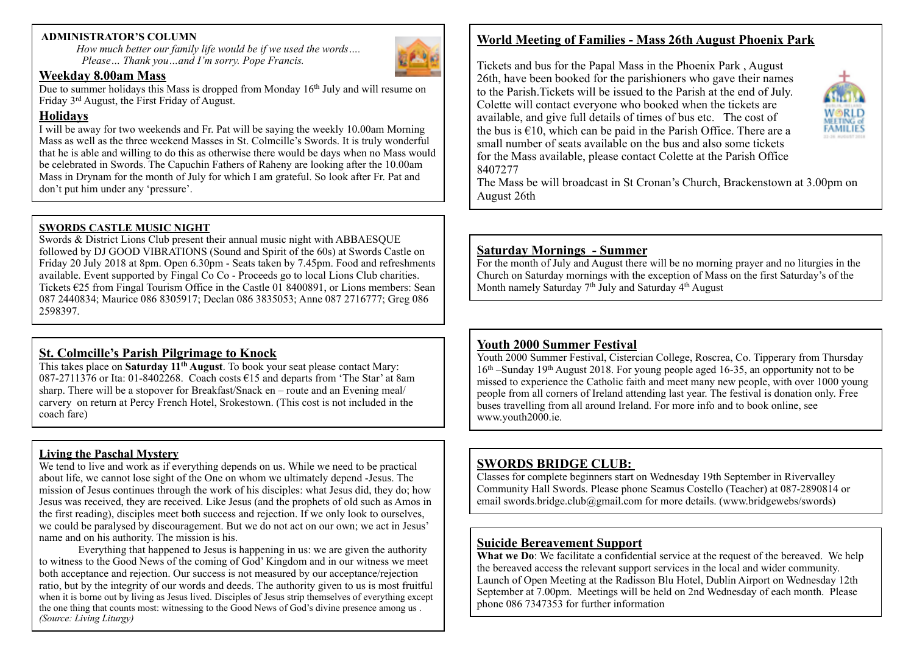## ADMINISTRATOR'S COLUMN

*How much better our family life would be if we used the words…. Please… Thank you…and I'm sorry. Pope Francis.*

### Weekday 8.00am Mass

Due to summer holidays this Mass is dropped from Monday 16th July and will resume on Friday 3rd August, the First Friday of August.

### Holidays

I will be away for two weekends and Fr. Pat will be saying the weekly 10.00am Morning Mass as well as the three weekend Masses in St. Colmcille's Swords. It is truly wonderful that he is able and willing to do this as otherwise there would be days when no Mass would be celebrated in Swords. The Capuchin Fathers of Raheny are looking after the 10.00am Mass in Drynam for the month of July for which I am grateful. So look after Fr. Pat and don't put him under any 'pressure'.

## SWORDS CASTLE MUSIC NIGHT

Swords & District Lions Club present their annual music night with ABBAESQUE followed by DJ GOOD VIBRATIONS (Sound and Spirit of the 60s) at Swords Castle on Friday 20 July 2018 at 8pm. Open 6.30pm - Seats taken by 7.45pm. Food and refreshments available. Event supported by Fingal Co Co - Proceeds go to local Lions Club charities. Tickets €25 from Fingal Tourism Office in the Castle 01 8400891, or Lions members: Sean 087 2440834; Maurice 086 8305917; Declan 086 3835053; Anne 087 2716777; Greg 086 2598397.

## St. Colmcille's Parish Pilgrimage to Knock

This takes place on **Saturday 11th August**. To book your seat please contact Mary: 087-2711376 or Ita: 01-8402268. Coach costs €15 and departs from 'The Star' at 8am sharp. There will be a stopover for Breakfast/Snack en – route and an Evening meal/ carvery on return at Percy French Hotel, Srokestown. (This cost is not included in the coach fare)

## Living the Paschal Mystery

We tend to live and work as if everything depends on us. While we need to be practical about life, we cannot lose sight of the One on whom we ultimately depend -Jesus. The mission of Jesus continues through the work of his disciples: what Jesus did, they do; how Jesus was received, they are received. Like Jesus (and the prophets of old such as Amos in the first reading), disciples meet both success and rejection. If we only look to ourselves, we could be paralysed by discouragement. But we do not act on our own; we act in Jesus' name and on his authority. The mission is his.

Everything that happened to Jesus is happening in us: we are given the authority to witness to the Good News of the coming of God' Kingdom and in our witness we meet both acceptance and rejection. Our success is not measured by our acceptance/rejection ratio, but by the integrity of our words and deeds. The authority given to us is most fruitful when it is borne out by living as Jesus lived. Disciples of Jesus strip themselves of everything except the one thing that counts most: witnessing to the Good News of God's divine presence among us . *(Source: Living Liturgy)*

## World Meeting of Families - Mass 26th August Phoenix Park

Tickets and bus for the Papal Mass in the Phoenix Park , August 26th, have been booked for the parishioners who gave their names to the Parish.Tickets will be issued to the Parish at the end of July. Colette will contact everyone who booked when the tickets are available, and give full details of times of bus etc. The cost of the bus is €10, which can be paid in the Parish Office. There are a small number of seats available on the bus and also some tickets for the Mass available, please contact Colette at the Parish Office 8407277

The Mass be will broadcast in St Cronan's Church, Brackenstown at 3.00pm on August 26th

## Saturday Mornings - Summer

For the month of July and August there will be no morning prayer and no liturgies in the Church on Saturday mornings with the exception of Mass on the first Saturday's of the Month namely Saturday 7th July and Saturday 4th August

## Youth 2000 Summer Festival

Youth 2000 Summer Festival, Cistercian College, Roscrea, Co. Tipperary from Thursday 16th –Sunday 19th August 2018. For young people aged 16-35, an opportunity not to be missed to experience the Catholic faith and meet many new people, with over 1000 young people from all corners of Ireland attending last year. The festival is donation only. Free buses travelling from all around Ireland. For more info and to book online, see www.youth2000.ie.

## SWORDS BRIDGE CLUB:

Classes for complete beginners start on Wednesday 19th September in Rivervalley Community Hall Swords. Please phone Seamus Costello (Teacher) at 087-2890814 or email swords.bridge.club@gmail.com for more details. (www.bridgewebs/swords)

## Suicide Bereavement Support

**What we Do**: We facilitate a confidential service at the request of the bereaved. We help the bereaved access the relevant support services in the local and wider community. Launch of Open Meeting at the Radisson Blu Hotel, Dublin Airport on Wednesday 12th September at 7.00pm. Meetings will be held on 2nd Wednesday of each month. Please phone 086 7347353 for further information